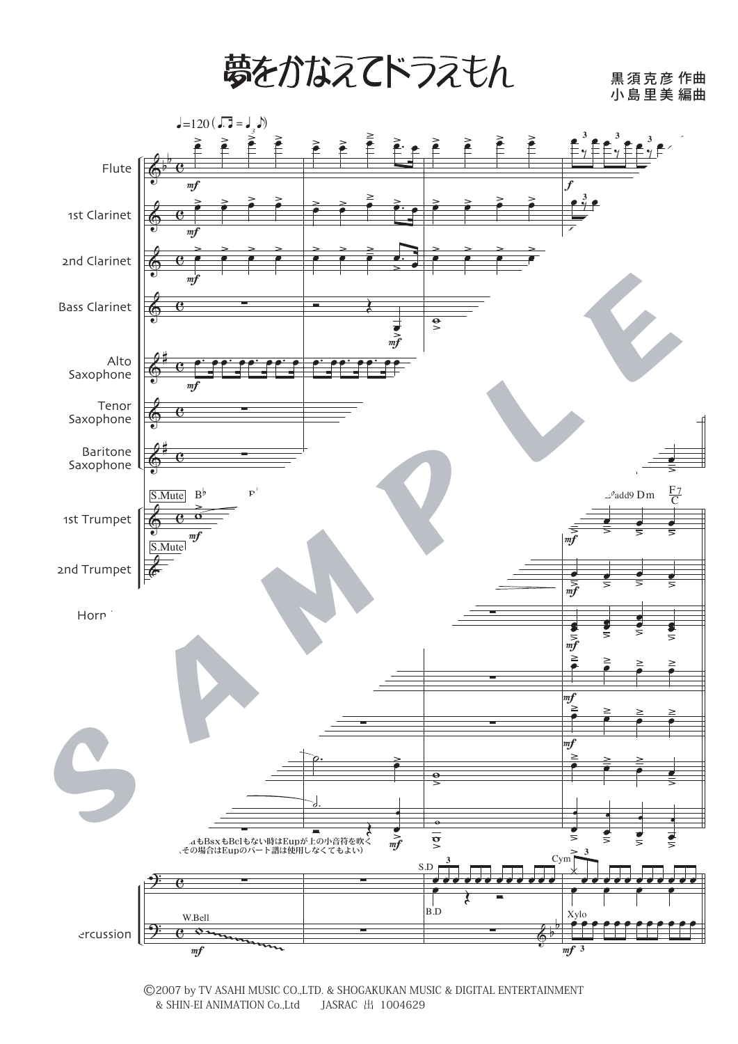# 夢をかなえてドラえもん

黒須克彦 作曲
小島里美 編曲

©2007 by TV ASAHI MUSIC CO.,LTD. & SHOGAKUKAN MUSIC & DIGITAL ENTERTAINMENT & SHIN-EI ANIMATION Co.,Ltd　JASRAC 出 1004629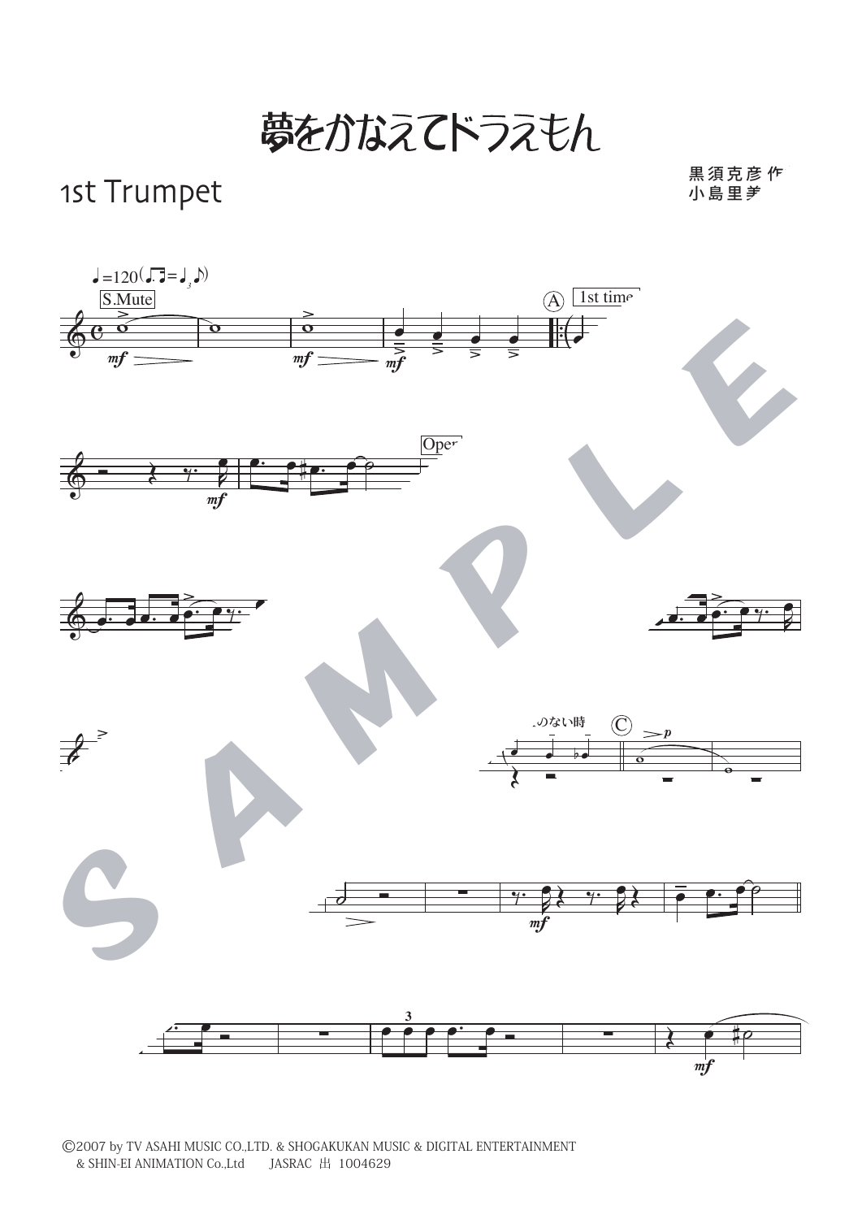# 夢をかなえてドラえもん

## 1st Trumpet

黒須克彦 作
小島里美

♩=120(♫=♩♪)

S.Mute

mf

Ⓐ 1st time

Open

のない時 Ⓒ

p

mf

©2007 by TV ASAHI MUSIC CO.,LTD. & SHOGAKUKAN MUSIC & DIGITAL ENTERTAINMENT & SHIN-EI ANIMATION Co.,Ltd　　JASRAC 出 1004629